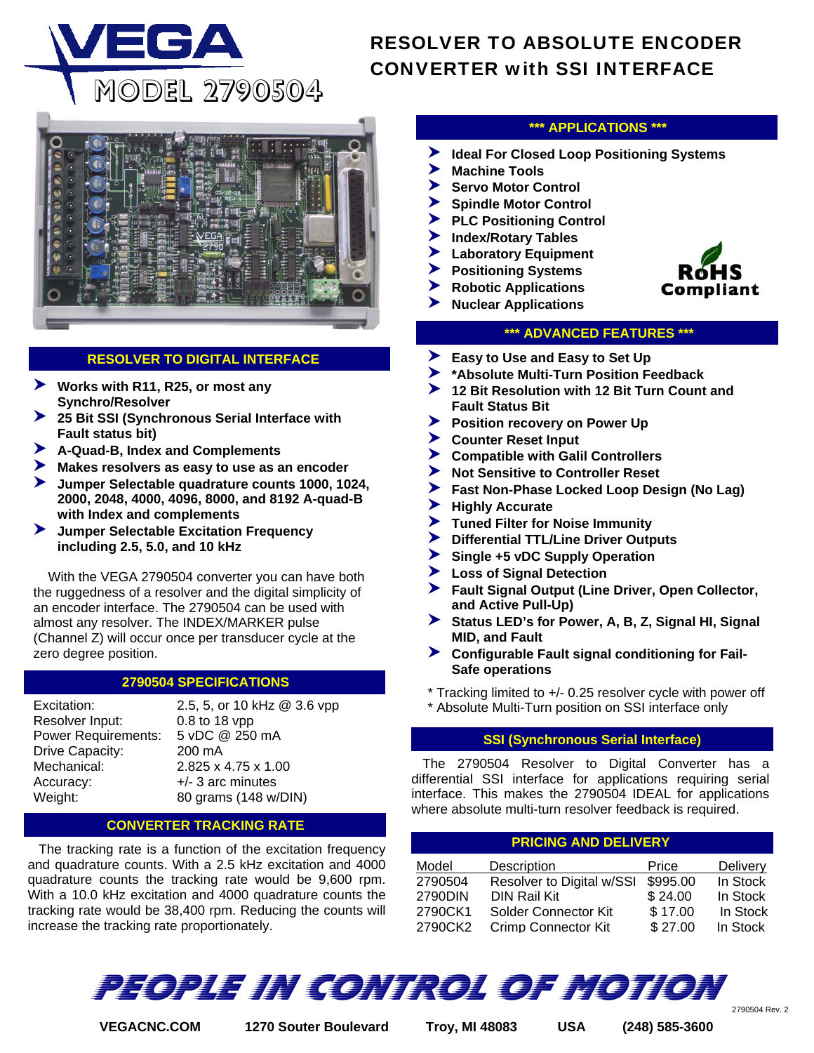# VEGA

## MODEL 2790504

# RESOLVER TO ABSOLUTE ENCODER CONVERTER with SSI INTERFACE

## RESOLVER TO DIGITAL INTERFACE

- Works with R11, R25, or most any Synchro/Resolver
- 25 Bit SSI (Synchronous Serial Interface with Fault status bit)
- A-Quad-B, Index and Complements
- Makes resolvers as easy to use as an encoder
- Jumper Selectable quadrature counts 1000, 1024, 2000, 2048, 4000, 4096, 8000, and 8192 A-quad-B with Index and complements
- Jumper Selectable Excitation Frequency including 2.5, 5.0, and 10 kHz

With the VEGA 2790504 converter you can have both the ruggedness of a resolver and the digital simplicity of an encoder interface. The 2790504 can be used with almost any resolver. The INDEX/MARKER pulse (Channel Z) will occur once per transducer cycle at the zero degree position.

## 2790504 SPECIFICATIONS

| | |
|---|---|
| Excitation: | 2.5, 5, or 10 kHz @ 3.6 vpp |
| Resolver Input: | 0.8 to 18 vpp |
| Power Requirements: | 5 vDC @ 250 mA |
| Drive Capacity: | 200 mA |
| Mechanical: | 2.825 x 4.75 x 1.00 |
| Accuracy: | +/- 3 arc minutes |
| Weight: | 80 grams (148 w/DIN) |

## CONVERTER TRACKING RATE

The tracking rate is a function of the excitation frequency and quadrature counts. With a 2.5 kHz excitation and 4000 quadrature counts the tracking rate would be 9,600 rpm. With a 10.0 kHz excitation and 4000 quadrature counts the tracking rate would be 38,400 rpm. Reducing the counts will increase the tracking rate proportionately.

## *** APPLICATIONS ***

- Ideal For Closed Loop Positioning Systems
- Machine Tools
- Servo Motor Control
- Spindle Motor Control
- PLC Positioning Control
- Index/Rotary Tables
- Laboratory Equipment
- Positioning Systems
- Robotic Applications
- Nuclear Applications

**RoHS Compliant**

## *** ADVANCED FEATURES ***

- Easy to Use and Easy to Set Up
- *Absolute Multi-Turn Position Feedback
- 12 Bit Resolution with 12 Bit Turn Count and Fault Status Bit
- Position recovery on Power Up
- Counter Reset Input
- Compatible with Galil Controllers
- Not Sensitive to Controller Reset
- Fast Non-Phase Locked Loop Design (No Lag)
- Highly Accurate
- Tuned Filter for Noise Immunity
- Differential TTL/Line Driver Outputs
- Single +5 vDC Supply Operation
- Loss of Signal Detection
- Fault Signal Output (Line Driver, Open Collector, and Active Pull-Up)
- Status LED's for Power, A, B, Z, Signal HI, Signal MID, and Fault
- Configurable Fault signal conditioning for Fail-Safe operations

\* Tracking limited to +/- 0.25 resolver cycle with power off
\* Absolute Multi-Turn position on SSI interface only

## SSI (Synchronous Serial Interface)

The 2790504 Resolver to Digital Converter has a differential SSI interface for applications requiring serial interface. This makes the 2790504 IDEAL for applications where absolute multi-turn resolver feedback is required.

## PRICING AND DELIVERY

| Model | Description | Price | Delivery |
|---|---|---|---|
| 2790504 | Resolver to Digital w/SSI | $995.00 | In Stock |
| 2790DIN | DIN Rail Kit | $ 24.00 | In Stock |
| 2790CK1 | Solder Connector Kit | $ 17.00 | In Stock |
| 2790CK2 | Crimp Connector Kit | $ 27.00 | In Stock |

**PEOPLE IN CONTROL OF MOTION**

2790504 Rev. 2

VEGACNC.COM    1270 Souter Boulevard    Troy, MI 48083    USA    (248) 585-3600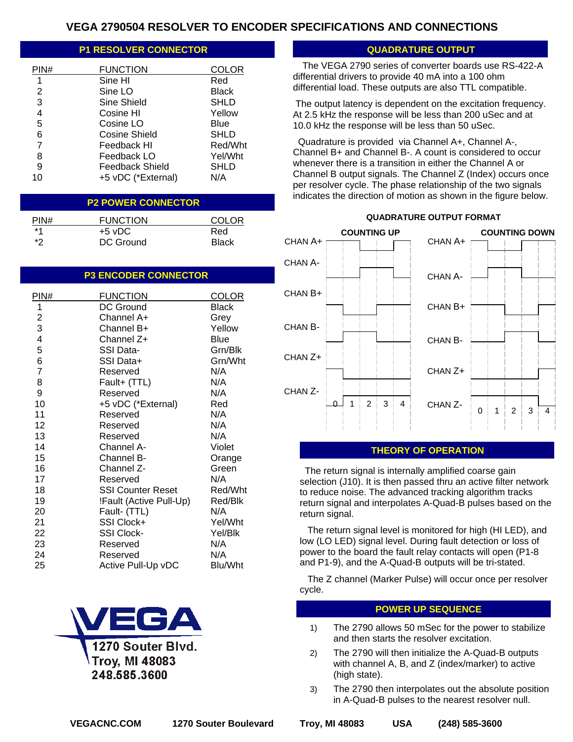# VEGA 2790504 RESOLVER TO ENCODER SPECIFICATIONS AND CONNECTIONS

## P1 RESOLVER CONNECTOR

| PIN# | FUNCTION | COLOR |
|---|---|---|
| 1 | Sine HI | Red |
| 2 | Sine LO | Black |
| 3 | Sine Shield | SHLD |
| 4 | Cosine HI | Yellow |
| 5 | Cosine LO | Blue |
| 6 | Cosine Shield | SHLD |
| 7 | Feedback HI | Red/Wht |
| 8 | Feedback LO | Yel/Wht |
| 9 | Feedback Shield | SHLD |
| 10 | +5 vDC (*External) | N/A |

## P2 POWER CONNECTOR

| PIN# | FUNCTION | COLOR |
|---|---|---|
| *1 | +5 vDC | Red |
| *2 | DC Ground | Black |

## P3 ENCODER CONNECTOR

| PIN# | FUNCTION | COLOR |
|---|---|---|
| 1 | DC Ground | Black |
| 2 | Channel A+ | Grey |
| 3 | Channel B+ | Yellow |
| 4 | Channel Z+ | Blue |
| 5 | SSI Data- | Grn/Blk |
| 6 | SSI Data+ | Grn/Wht |
| 7 | Reserved | N/A |
| 8 | Fault+ (TTL) | N/A |
| 9 | Reserved | N/A |
| 10 | +5 vDC (*External) | Red |
| 11 | Reserved | N/A |
| 12 | Reserved | N/A |
| 13 | Reserved | N/A |
| 14 | Channel A- | Violet |
| 15 | Channel B- | Orange |
| 16 | Channel Z- | Green |
| 17 | Reserved | N/A |
| 18 | SSI Counter Reset | Red/Wht |
| 19 | !Fault (Active Pull-Up) | Red/Blk |
| 20 | Fault- (TTL) | N/A |
| 21 | SSI Clock+ | Yel/Wht |
| 22 | SSI Clock- | Yel/Blk |
| 23 | Reserved | N/A |
| 24 | Reserved | N/A |
| 25 | Active Pull-Up vDC | Blu/Wht |

VEGA
1270 Souter Blvd.
Troy, MI 48083
248.585.3600

## QUADRATURE OUTPUT

The VEGA 2790 series of converter boards use RS-422-A differential drivers to provide 40 mA into a 100 ohm differential load. These outputs are also TTL compatible.

The output latency is dependent on the excitation frequency. At 2.5 kHz the response will be less than 200 uSec and at 10.0 kHz the response will be less than 50 uSec.

Quadrature is provided via Channel A+, Channel A-, Channel B+ and Channel B-. A count is considered to occur whenever there is a transition in either the Channel A or Channel B output signals. The Channel Z (Index) occurs once per resolver cycle. The phase relationship of the two signals indicates the direction of motion as shown in the figure below.

### QUADRATURE OUTPUT FORMAT

COUNTING UP: CHAN A+, CHAN A-, CHAN B+, CHAN B-, CHAN Z+, CHAN Z- — 0 1 2 3 4

COUNTING DOWN: CHAN A+, CHAN A-, CHAN B+, CHAN B-, CHAN Z+, CHAN Z- — 0 1 2 3 4

## THEORY OF OPERATION

The return signal is internally amplified coarse gain selection (J10). It is then passed thru an active filter network to reduce noise. The advanced tracking algorithm tracks return signal and interpolates A-Quad-B pulses based on the return signal.

The return signal level is monitored for high (HI LED), and low (LO LED) signal level. During fault detection or loss of power to the board the fault relay contacts will open (P1-8 and P1-9), and the A-Quad-B outputs will be tri-stated.

The Z channel (Marker Pulse) will occur once per resolver cycle.

## POWER UP SEQUENCE

1) The 2790 allows 50 mSec for the power to stabilize and then starts the resolver excitation.
2) The 2790 will then initialize the A-Quad-B outputs with channel A, B, and Z (index/marker) to active (high state).
3) The 2790 then interpolates out the absolute position in A-Quad-B pulses to the nearest resolver null.

VEGACNC.COM 1270 Souter Boulevard Troy, MI 48083 USA (248) 585-3600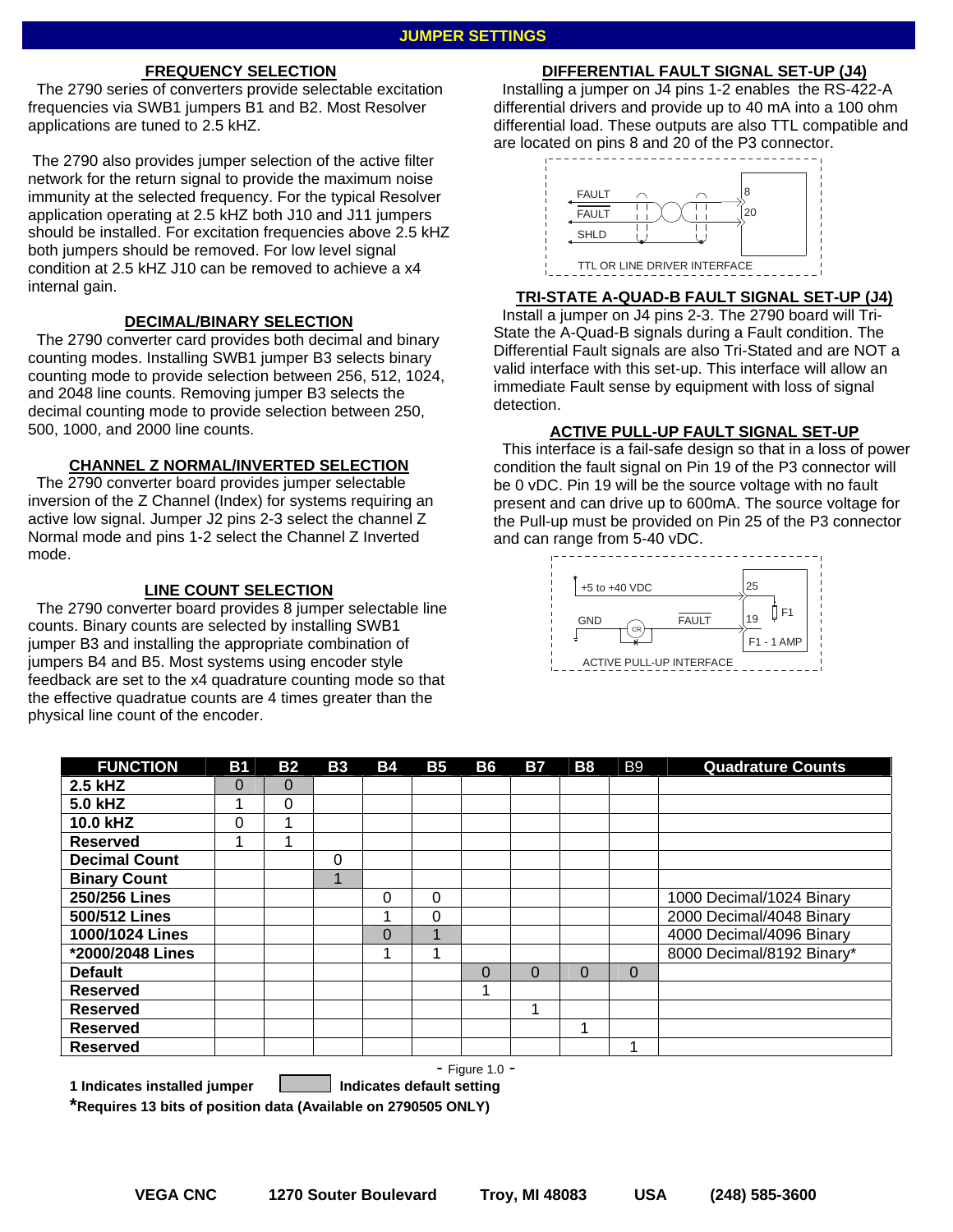# JUMPER SETTINGS

## FREQUENCY SELECTION

The 2790 series of converters provide selectable excitation frequencies via SWB1 jumpers B1 and B2. Most Resolver applications are tuned to 2.5 kHZ.

The 2790 also provides jumper selection of the active filter network for the return signal to provide the maximum noise immunity at the selected frequency. For the typical Resolver application operating at 2.5 kHZ both J10 and J11 jumpers should be installed. For excitation frequencies above 2.5 kHZ both jumpers should be removed. For low level signal condition at 2.5 kHZ J10 can be removed to achieve a x4 internal gain.

## DECIMAL/BINARY SELECTION

The 2790 converter card provides both decimal and binary counting modes. Installing SWB1 jumper B3 selects binary counting mode to provide selection between 256, 512, 1024, and 2048 line counts. Removing jumper B3 selects the decimal counting mode to provide selection between 250, 500, 1000, and 2000 line counts.

## CHANNEL Z NORMAL/INVERTED SELECTION

The 2790 converter board provides jumper selectable inversion of the Z Channel (Index) for systems requiring an active low signal. Jumper J2 pins 2-3 select the channel Z Normal mode and pins 1-2 select the Channel Z Inverted mode.

## LINE COUNT SELECTION

The 2790 converter board provides 8 jumper selectable line counts. Binary counts are selected by installing SWB1 jumper B3 and installing the appropriate combination of jumpers B4 and B5. Most systems using encoder style feedback are set to the x4 quadrature counting mode so that the effective quadratue counts are 4 times greater than the physical line count of the encoder.

## DIFFERENTIAL FAULT SIGNAL SET-UP (J4)

Installing a jumper on J4 pins 1-2 enables the RS-422-A differential drivers and provide up to 40 mA into a 100 ohm differential load. These outputs are also TTL compatible and are located on pins 8 and 20 of the P3 connector.

FAULT — 8
FAULT — 20
SHLD

TTL OR LINE DRIVER INTERFACE

## TRI-STATE A-QUAD-B FAULT SIGNAL SET-UP (J4)

Install a jumper on J4 pins 2-3. The 2790 board will Tri-State the A-Quad-B signals during a Fault condition. The Differential Fault signals are also Tri-Stated and are NOT a valid interface with this set-up. This interface will allow an immediate Fault sense by equipment with loss of signal detection.

## ACTIVE PULL-UP FAULT SIGNAL SET-UP

This interface is a fail-safe design so that in a loss of power condition the fault signal on Pin 19 of the P3 connector will be 0 vDC. Pin 19 will be the source voltage with no fault present and can drive up to 600mA. The source voltage for the Pull-up must be provided on Pin 25 of the P3 connector and can range from 5-40 vDC.

+5 to +40 VDC — 25
GND — CR — FAULT — 19 — F1
F1 - 1 AMP

ACTIVE PULL-UP INTERFACE

| FUNCTION | B1 | B2 | B3 | B4 | B5 | B6 | B7 | B8 | B9 | Quadrature Counts |
|---|---|---|---|---|---|---|---|---|---|---|
| **2.5 kHZ** | 0 | 0 | | | | | | | | |
| **5.0 kHZ** | 1 | 0 | | | | | | | | |
| **10.0 kHZ** | 0 | 1 | | | | | | | | |
| **Reserved** | 1 | 1 | | | | | | | | |
| **Decimal Count** | | | 0 | | | | | | | |
| **Binary Count** | | | 1 | | | | | | | |
| **250/256 Lines** | | | | 0 | 0 | | | | | 1000 Decimal/1024 Binary |
| **500/512 Lines** | | | | 1 | 0 | | | | | 2000 Decimal/4048 Binary |
| **1000/1024 Lines** | | | | 0 | 1 | | | | | 4000 Decimal/4096 Binary |
| ***2000/2048 Lines** | | | | 1 | 1 | | | | | 8000 Decimal/8192 Binary* |
| **Default** | | | | | | 0 | 0 | 0 | 0 | |
| **Reserved** | | | | | | 1 | | | | |
| **Reserved** | | | | | | | 1 | | | |
| **Reserved** | | | | | | | | 1 | | |
| **Reserved** | | | | | | | | | 1 | |

- Figure 1.0 -

**1 Indicates installed jumper** &nbsp;&nbsp; [shaded] **Indicates default setting**

***Requires 13 bits of position data (Available on 2790505 ONLY)**

**VEGA CNC &nbsp;&nbsp; 1270 Souter Boulevard &nbsp;&nbsp; Troy, MI 48083 &nbsp;&nbsp; USA &nbsp;&nbsp; (248) 585-3600**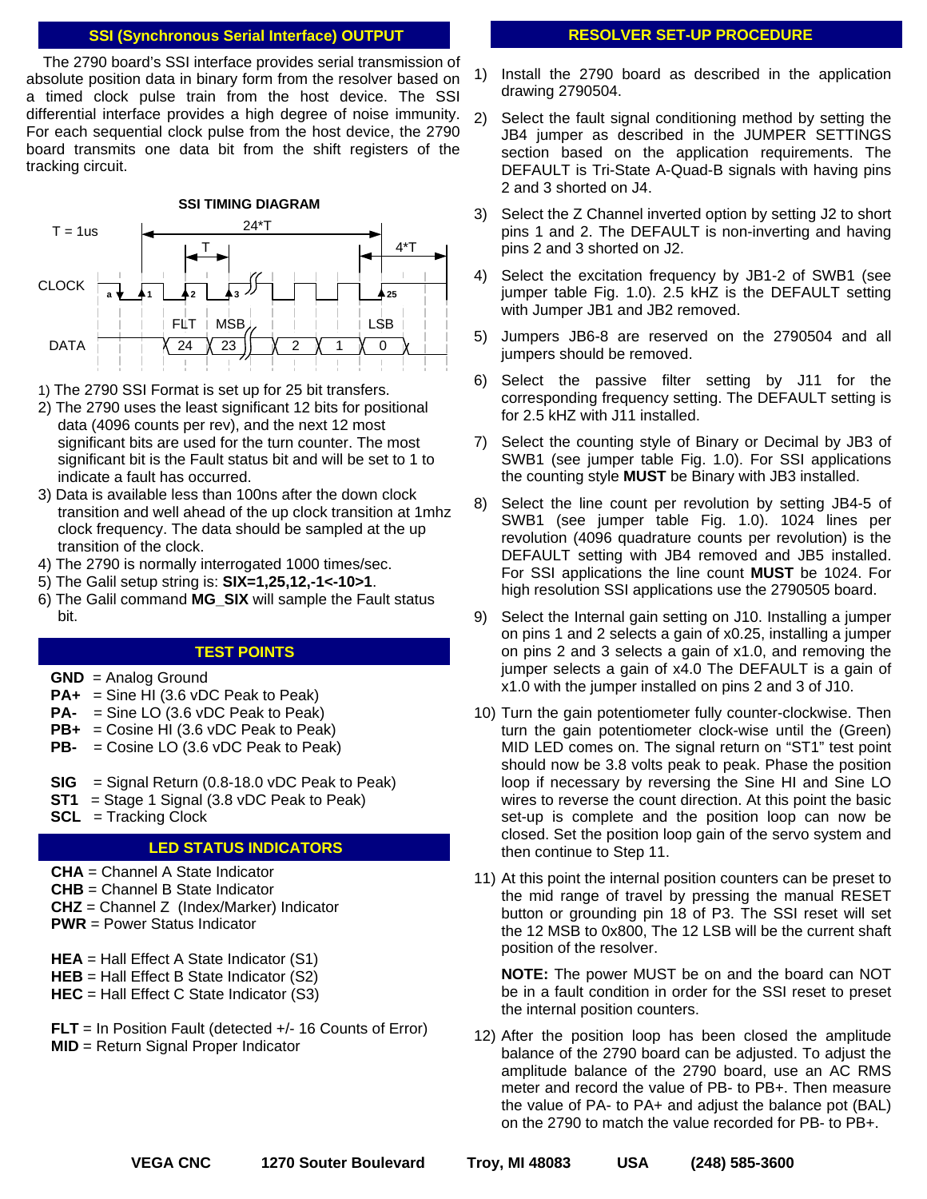## SSI (Synchronous Serial Interface) OUTPUT

The 2790 board's SSI interface provides serial transmission of absolute position data in binary form from the resolver based on a timed clock pulse train from the host device. The SSI differential interface provides a high degree of noise immunity. For each sequential clock pulse from the host device, the 2790 board transmits one data bit from the shift registers of the tracking circuit.

**SSI TIMING DIAGRAM**

T = 1us

24*T

T

4*T

CLOCK a 1 2 3 25

FLT MSB LSB

DATA 24 23 2 1 0

1) The 2790 SSI Format is set up for 25 bit transfers.
2) The 2790 uses the least significant 12 bits for positional data (4096 counts per rev), and the next 12 most significant bits are used for the turn counter. The most significant bit is the Fault status bit and will be set to 1 to indicate a fault has occurred.
3) Data is available less than 100ns after the down clock transition and well ahead of the up clock transition at 1mhz clock frequency. The data should be sampled at the up transition of the clock.
4) The 2790 is normally interrogated 1000 times/sec.
5) The Galil setup string is: **SIX=1,25,12,-1<-10>1**.
6) The Galil command **MG_SIX** will sample the Fault status bit.

## TEST POINTS

**GND** = Analog Ground
**PA+** = Sine HI (3.6 vDC Peak to Peak)
**PA-** = Sine LO (3.6 vDC Peak to Peak)
**PB+** = Cosine HI (3.6 vDC Peak to Peak)
**PB-** = Cosine LO (3.6 vDC Peak to Peak)

**SIG** = Signal Return (0.8-18.0 vDC Peak to Peak)
**ST1** = Stage 1 Signal (3.8 vDC Peak to Peak)
**SCL** = Tracking Clock

## LED STATUS INDICATORS

**CHA** = Channel A State Indicator
**CHB** = Channel B State Indicator
**CHZ** = Channel Z (Index/Marker) Indicator
**PWR** = Power Status Indicator

**HEA** = Hall Effect A State Indicator (S1)
**HEB** = Hall Effect B State Indicator (S2)
**HEC** = Hall Effect C State Indicator (S3)

**FLT** = In Position Fault (detected +/- 16 Counts of Error)
**MID** = Return Signal Proper Indicator

## RESOLVER SET-UP PROCEDURE

1) Install the 2790 board as described in the application drawing 2790504.

2) Select the fault signal conditioning method by setting the JB4 jumper as described in the JUMPER SETTINGS section based on the application requirements. The DEFAULT is Tri-State A-Quad-B signals with having pins 2 and 3 shorted on J4.

3) Select the Z Channel inverted option by setting J2 to short pins 1 and 2. The DEFAULT is non-inverting and having pins 2 and 3 shorted on J2.

4) Select the excitation frequency by JB1-2 of SWB1 (see jumper table Fig. 1.0). 2.5 kHZ is the DEFAULT setting with Jumper JB1 and JB2 removed.

5) Jumpers JB6-8 are reserved on the 2790504 and all jumpers should be removed.

6) Select the passive filter setting by J11 for the corresponding frequency setting. The DEFAULT setting is for 2.5 kHZ with J11 installed.

7) Select the counting style of Binary or Decimal by JB3 of SWB1 (see jumper table Fig. 1.0). For SSI applications the counting style **MUST** be Binary with JB3 installed.

8) Select the line count per revolution by setting JB4-5 of SWB1 (see jumper table Fig. 1.0). 1024 lines per revolution (4096 quadrature counts per revolution) is the DEFAULT setting with JB4 removed and JB5 installed. For SSI applications the line count **MUST** be 1024. For high resolution SSI applications use the 2790505 board.

9) Select the Internal gain setting on J10. Installing a jumper on pins 1 and 2 selects a gain of x0.25, installing a jumper on pins 2 and 3 selects a gain of x1.0, and removing the jumper selects a gain of x4.0 The DEFAULT is a gain of x1.0 with the jumper installed on pins 2 and 3 of J10.

10) Turn the gain potentiometer fully counter-clockwise. Then turn the gain potentiometer clock-wise until the (Green) MID LED comes on. The signal return on "ST1" test point should now be 3.8 volts peak to peak. Phase the position loop if necessary by reversing the Sine HI and Sine LO wires to reverse the count direction. At this point the basic set-up is complete and the position loop can now be closed. Set the position loop gain of the servo system and then continue to Step 11.

11) At this point the internal position counters can be preset to the mid range of travel by pressing the manual RESET button or grounding pin 18 of P3. The SSI reset will set the 12 MSB to 0x800, The 12 LSB will be the current shaft position of the resolver.

    **NOTE:** The power MUST be on and the board can NOT be in a fault condition in order for the SSI reset to preset the internal position counters.

12) After the position loop has been closed the amplitude balance of the 2790 board can be adjusted. To adjust the amplitude balance of the 2790 board, use an AC RMS meter and record the value of PB- to PB+. Then measure the value of PA- to PA+ and adjust the balance pot (BAL) on the 2790 to match the value recorded for PB- to PB+.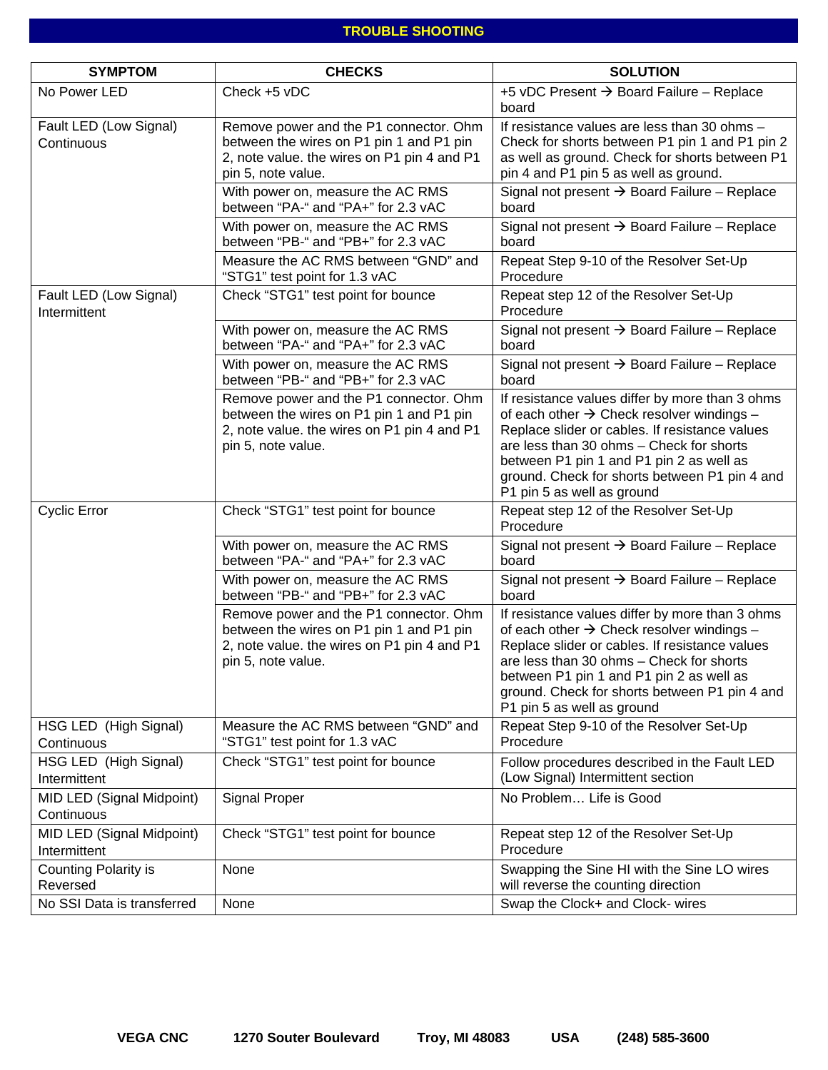## TROUBLE SHOOTING

| SYMPTOM | CHECKS | SOLUTION |
|---|---|---|
| No Power LED | Check +5 vDC | +5 vDC Present → Board Failure – Replace board |
| Fault LED (Low Signal) Continuous | Remove power and the P1 connector. Ohm between the wires on P1 pin 1 and P1 pin 2, note value. the wires on P1 pin 4 and P1 pin 5, note value. | If resistance values are less than 30 ohms – Check for shorts between P1 pin 1 and P1 pin 2 as well as ground. Check for shorts between P1 pin 4 and P1 pin 5 as well as ground. |
| | With power on, measure the AC RMS between "PA-" and "PA+" for 2.3 vAC | Signal not present → Board Failure – Replace board |
| | With power on, measure the AC RMS between "PB-" and "PB+" for 2.3 vAC | Signal not present → Board Failure – Replace board |
| | Measure the AC RMS between "GND" and "STG1" test point for 1.3 vAC | Repeat Step 9-10 of the Resolver Set-Up Procedure |
| Fault LED (Low Signal) Intermittent | Check "STG1" test point for bounce | Repeat step 12 of the Resolver Set-Up Procedure |
| | With power on, measure the AC RMS between "PA-" and "PA+" for 2.3 vAC | Signal not present → Board Failure – Replace board |
| | With power on, measure the AC RMS between "PB-" and "PB+" for 2.3 vAC | Signal not present → Board Failure – Replace board |
| | Remove power and the P1 connector. Ohm between the wires on P1 pin 1 and P1 pin 2, note value. the wires on P1 pin 4 and P1 pin 5, note value. | If resistance values differ by more than 3 ohms of each other → Check resolver windings – Replace slider or cables. If resistance values are less than 30 ohms – Check for shorts between P1 pin 1 and P1 pin 2 as well as ground. Check for shorts between P1 pin 4 and P1 pin 5 as well as ground |
| Cyclic Error | Check "STG1" test point for bounce | Repeat step 12 of the Resolver Set-Up Procedure |
| | With power on, measure the AC RMS between "PA-" and "PA+" for 2.3 vAC | Signal not present → Board Failure – Replace board |
| | With power on, measure the AC RMS between "PB-" and "PB+" for 2.3 vAC | Signal not present → Board Failure – Replace board |
| | Remove power and the P1 connector. Ohm between the wires on P1 pin 1 and P1 pin 2, note value. the wires on P1 pin 4 and P1 pin 5, note value. | If resistance values differ by more than 3 ohms of each other → Check resolver windings – Replace slider or cables. If resistance values are less than 30 ohms – Check for shorts between P1 pin 1 and P1 pin 2 as well as ground. Check for shorts between P1 pin 4 and P1 pin 5 as well as ground |
| HSG LED (High Signal) Continuous | Measure the AC RMS between "GND" and "STG1" test point for 1.3 vAC | Repeat Step 9-10 of the Resolver Set-Up Procedure |
| HSG LED (High Signal) Intermittent | Check "STG1" test point for bounce | Follow procedures described in the Fault LED (Low Signal) Intermittent section |
| MID LED (Signal Midpoint) Continuous | Signal Proper | No Problem… Life is Good |
| MID LED (Signal Midpoint) Intermittent | Check "STG1" test point for bounce | Repeat step 12 of the Resolver Set-Up Procedure |
| Counting Polarity is Reversed | None | Swapping the Sine HI with the Sine LO wires will reverse the counting direction |
| No SSI Data is transferred | None | Swap the Clock+ and Clock- wires |

VEGA CNC 1270 Souter Boulevard Troy, MI 48083 USA (248) 585-3600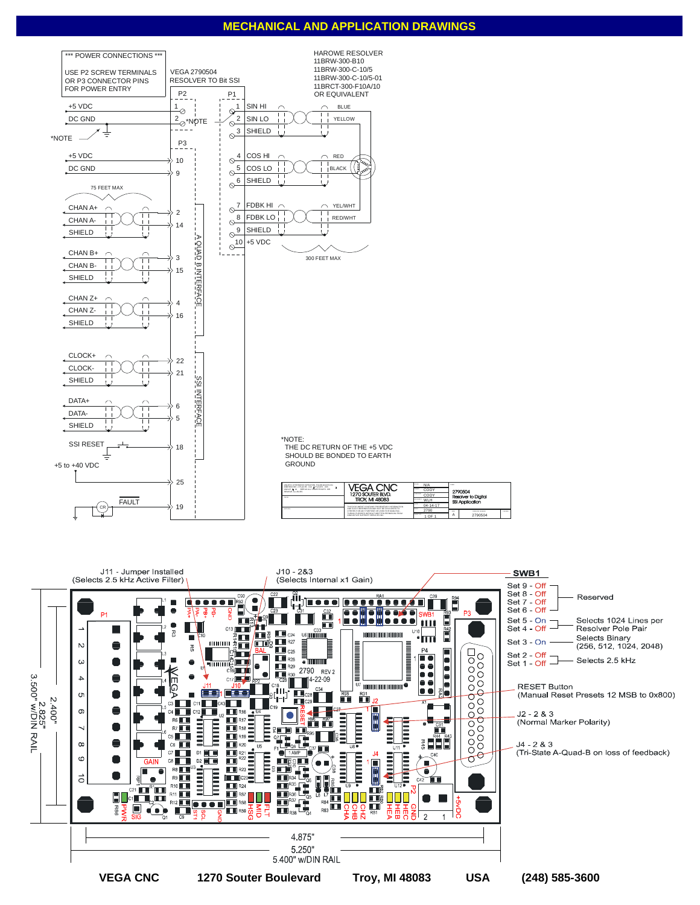# MECHANICAL AND APPLICATION DRAWINGS

*** POWER CONNECTIONS ***

USE P2 SCREW TERMINALS OR P3 CONNECTOR PINS FOR POWER ENTRY

VEGA 2790504
RESOLVER TO Bit SSI

HAROWE RESOLVER
11BRW-300-B10
11BRW-300-C-10/5
11BRW-300-C-10/5-01
11BRCT-300-F10A/10
OR EQUIVALENT

| P2 | Signal |
|---|---|
| 1 | +5 VDC |
| 2 | DC GND |

| P3 | Signal |
|---|---|
| 10 | +5 VDC |
| 9 | DC GND |
| 2 | CHAN A+ |
| 14 | CHAN A- |
| 3 | CHAN B+ |
| 15 | CHAN B- |
| 4 | CHAN Z+ |
| 16 | CHAN Z- |
| 22 | CLOCK+ |
| 21 | CLOCK- |
| 6 | DATA+ |
| 5 | DATA- |
| 18 | SSI RESET |
| 25 | +5 to +40 VDC |
| 19 | FAULT |

A QUAD B INTERFACE (CHAN A, B, Z) — 75 FEET MAX

SSI INTERFACE (CLOCK, DATA, SSI RESET)

| P1 | Signal | Wire |
|---|---|---|
| 1 | SIN HI | BLUE |
| 2 | SIN LO | YELLOW |
| 3 | SHIELD | |
| 4 | COS HI | RED |
| 5 | COS LO | BLACK |
| 6 | SHIELD | |
| 7 | FDBK HI | YEL/WHT |
| 8 | FDBK LO | RED/WHT |
| 9 | SHIELD | |
| 10 | +5 VDC | |

300 FEET MAX

*NOTE:
THE DC RETURN OF THE +5 VDC SHOULD BE BONDED TO EARTH GROUND

VEGA CNC, 1270 SOUTER BLVD., TROY, MI 48083 — 2790504 Resolver to Digital SSI Application — 04-14-17 — 2790 — 1 OF 1 — Rev A

J11 - Jumper Installed (Selects 2.5 kHz Active Filter)

J10 - 2&3 (Selects Internal x1 Gain)

**SWB1**

| Switch | Setting | Function |
|---|---|---|
| Set 9 - Off | | Reserved |
| Set 8 - Off | | Reserved |
| Set 7 - Off | | Reserved |
| Set 6 - Off | | Reserved |
| Set 5 - On | | Selects 1024 Lines per Resolver Pole Pair |
| Set 4 - Off | | Selects 1024 Lines per Resolver Pole Pair |
| Set 3 - On | | Selects Binary (256, 512, 1024, 2048) |
| Set 2 - Off | | Selects 2.5 kHz |
| Set 1 - Off | | Selects 2.5 kHz |

RESET Button (Manual Reset Presets 12 MSB to 0x800)

J2 - 2 & 3 (Normal Marker Polarity)

J4 - 2 & 3 (Tri-State A-Quad-B on loss of feedback)

Dimensions: 4.875", 5.250", 5.400" w/DIN RAIL; 2.400", 2.825", 3.500" w/DIN RAIL

**VEGA CNC** **1270 Souter Boulevard** **Troy, MI 48083** **USA** **(248) 585-3600**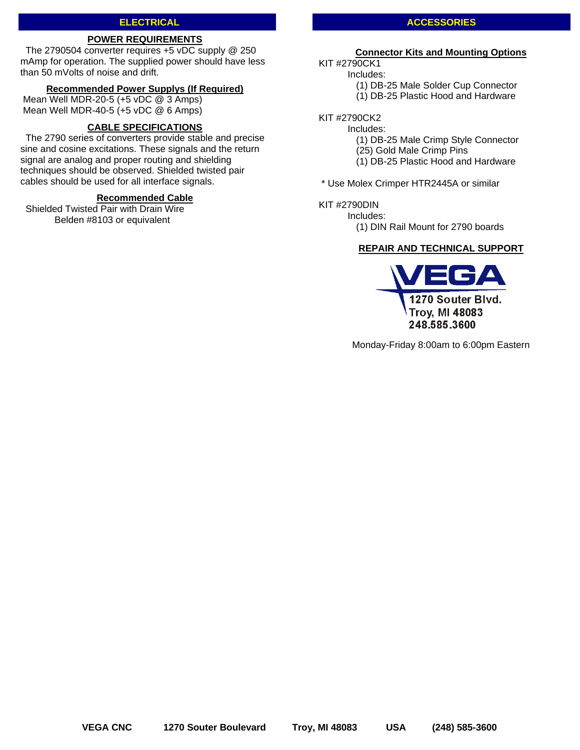## ELECTRICAL

### POWER REQUIREMENTS

The 2790504 converter requires +5 vDC supply @ 250 mAmp for operation. The supplied power should have less than 50 mVolts of noise and drift.

### Recommended Power Supplys (If Required)

Mean Well MDR-20-5 (+5 vDC @ 3 Amps)
Mean Well MDR-40-5 (+5 vDC @ 6 Amps)

### CABLE SPECIFICATIONS

The 2790 series of converters provide stable and precise sine and cosine excitations. These signals and the return signal are analog and proper routing and shielding techniques should be observed. Shielded twisted pair cables should be used for all interface signals.

### Recommended Cable

Shielded Twisted Pair with Drain Wire
Belden #8103 or equivalent

## ACCESSORIES

### Connector Kits and Mounting Options

KIT #2790CK1
Includes:
- (1) DB-25 Male Solder Cup Connector
- (1) DB-25 Plastic Hood and Hardware

KIT #2790CK2
Includes:
- (1) DB-25 Male Crimp Style Connector
- (25) Gold Male Crimp Pins
- (1) DB-25 Plastic Hood and Hardware

* Use Molex Crimper HTR2445A or similar

KIT #2790DIN
Includes:
- (1) DIN Rail Mount for 2790 boards

### REPAIR AND TECHNICAL SUPPORT

VEGA
1270 Souter Blvd.
Troy, MI 48083
248.585.3600

Monday-Friday 8:00am to 6:00pm Eastern